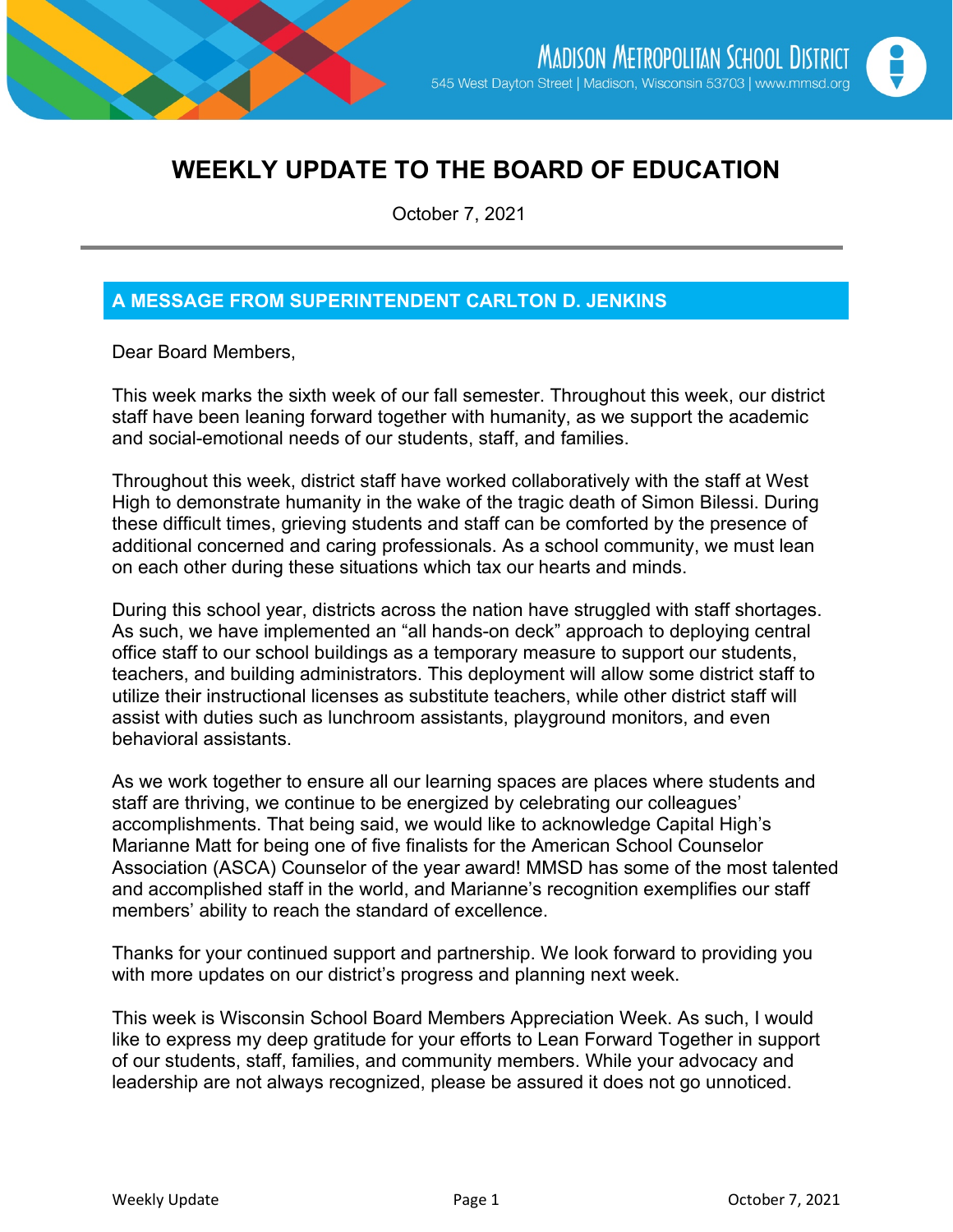Madison Metropolitan School District

545 West Dayton Street | Madison, Wisconsin 53703 | www.mmsd.org

# WEEKLY UPDATE TO THE BOARD OF EDUCATION

October 7, 2021

## A MESSAGE FROM SUPERINTENDENT CARLTON D. JENKINS

Dear Board Members,

This week marks the sixth week of our fall semester. Throughout this week, our district staff have been leaning forward together with humanity, as we support the academic and social-emotional needs of our students, staff, and families.

Throughout this week, district staff have worked collaboratively with the staff at West High to demonstrate humanity in the wake of the tragic death of Simon Bilessi. During these difficult times, grieving students and staff can be comforted by the presence of additional concerned and caring professionals. As a school community, we must lean on each other during these situations which tax our hearts and minds.

During this school year, districts across the nation have struggled with staff shortages. As such, we have implemented an "all hands-on deck" approach to deploying central office staff to our school buildings as a temporary measure to support our students, teachers, and building administrators. This deployment will allow some district staff to utilize their instructional licenses as substitute teachers, while other district staff will assist with duties such as lunchroom assistants, playground monitors, and even behavioral assistants.

As we work together to ensure all our learning spaces are places where students and staff are thriving, we continue to be energized by celebrating our colleagues' accomplishments. That being said, we would like to acknowledge Capital High's Marianne Matt for being one of five finalists for the American School Counselor Association (ASCA) Counselor of the year award! MMSD has some of the most talented and accomplished staff in the world, and Marianne's recognition exemplifies our staff members' ability to reach the standard of excellence.

Thanks for your continued support and partnership. We look forward to providing you with more updates on our district's progress and planning next week.

This week is Wisconsin School Board Members Appreciation Week. As such, I would like to express my deep gratitude for your efforts to Lean Forward Together in support of our students, staff, families, and community members. While your advocacy and leadership are not always recognized, please be assured it does not go unnoticed.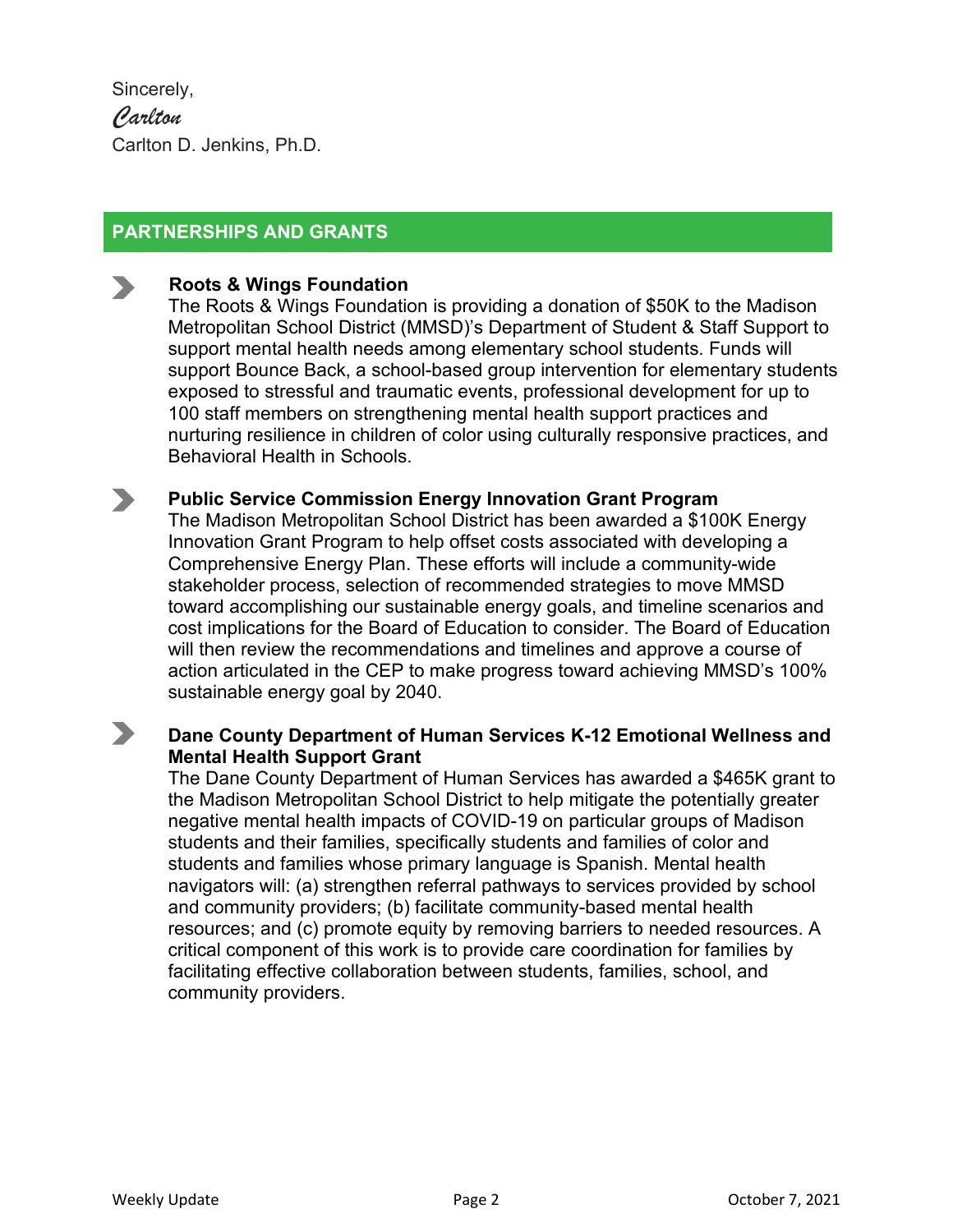Sincerely,

*Carlton*

Carlton D. Jenkins, Ph.D.

## PARTNERSHIPS AND GRANTS

- **Roots & Wings Foundation**
  The Roots & Wings Foundation is providing a donation of $50K to the Madison Metropolitan School District (MMSD)'s Department of Student & Staff Support to support mental health needs among elementary school students. Funds will support Bounce Back, a school-based group intervention for elementary students exposed to stressful and traumatic events, professional development for up to 100 staff members on strengthening mental health support practices and nurturing resilience in children of color using culturally responsive practices, and Behavioral Health in Schools.

- **Public Service Commission Energy Innovation Grant Program**
  The Madison Metropolitan School District has been awarded a $100K Energy Innovation Grant Program to help offset costs associated with developing a Comprehensive Energy Plan. These efforts will include a community-wide stakeholder process, selection of recommended strategies to move MMSD toward accomplishing our sustainable energy goals, and timeline scenarios and cost implications for the Board of Education to consider. The Board of Education will then review the recommendations and timelines and approve a course of action articulated in the CEP to make progress toward achieving MMSD's 100% sustainable energy goal by 2040.

- **Dane County Department of Human Services K-12 Emotional Wellness and Mental Health Support Grant**
  The Dane County Department of Human Services has awarded a $465K grant to the Madison Metropolitan School District to help mitigate the potentially greater negative mental health impacts of COVID-19 on particular groups of Madison students and their families, specifically students and families of color and students and families whose primary language is Spanish. Mental health navigators will: (a) strengthen referral pathways to services provided by school and community providers; (b) facilitate community-based mental health resources; and (c) promote equity by removing barriers to needed resources. A critical component of this work is to provide care coordination for families by facilitating effective collaboration between students, families, school, and community providers.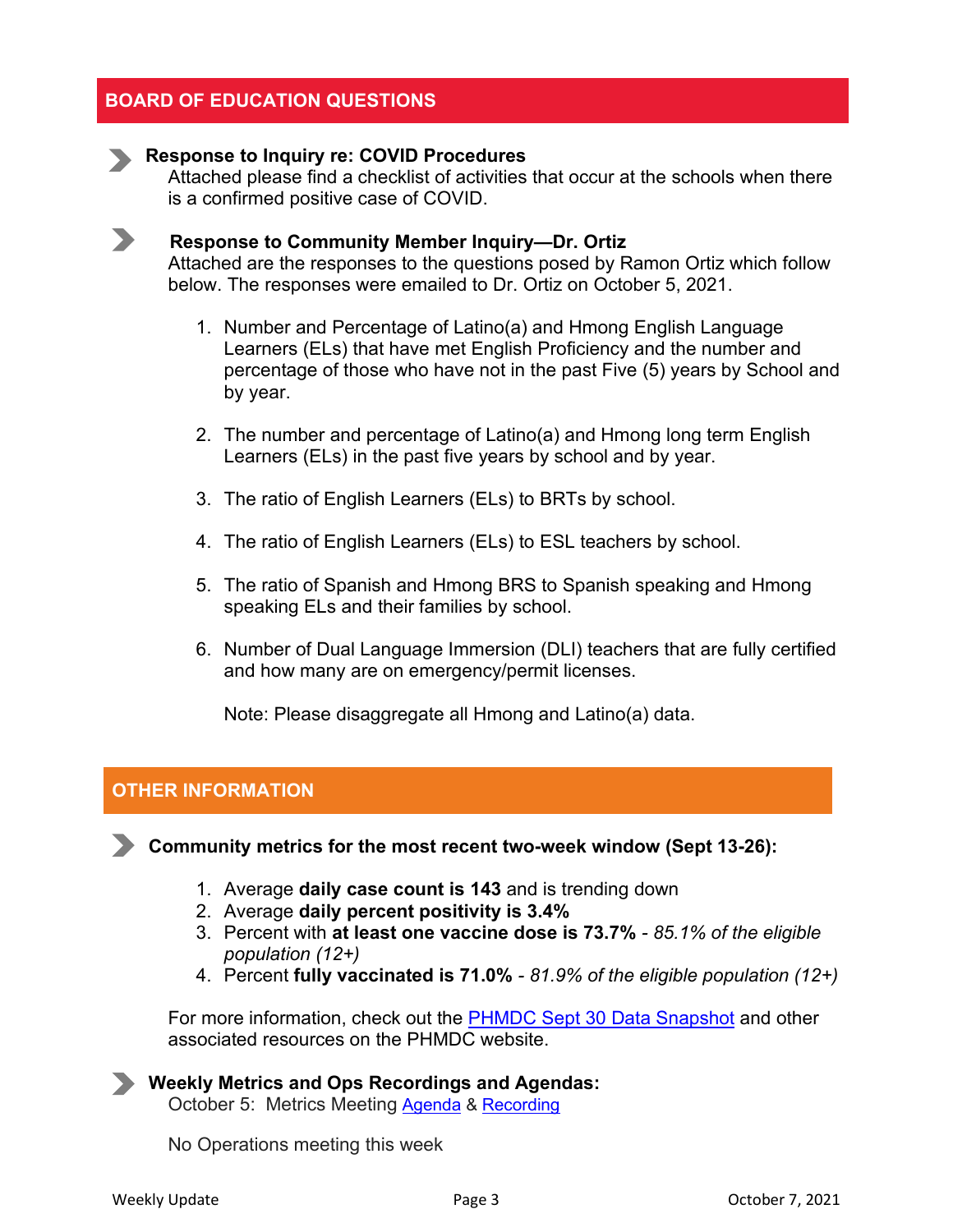## BOARD OF EDUCATION QUESTIONS

**Response to Inquiry re: COVID Procedures**

Attached please find a checklist of activities that occur at the schools when there is a confirmed positive case of COVID.

**Response to Community Member Inquiry—Dr. Ortiz**

Attached are the responses to the questions posed by Ramon Ortiz which follow below. The responses were emailed to Dr. Ortiz on October 5, 2021.

1. Number and Percentage of Latino(a) and Hmong English Language Learners (ELs) that have met English Proficiency and the number and percentage of those who have not in the past Five (5) years by School and by year.

2. The number and percentage of Latino(a) and Hmong long term English Learners (ELs) in the past five years by school and by year.

3. The ratio of English Learners (ELs) to BRTs by school.

4. The ratio of English Learners (ELs) to ESL teachers by school.

5. The ratio of Spanish and Hmong BRS to Spanish speaking and Hmong speaking ELs and their families by school.

6. Number of Dual Language Immersion (DLI) teachers that are fully certified and how many are on emergency/permit licenses.

   Note: Please disaggregate all Hmong and Latino(a) data.

## OTHER INFORMATION

**Community metrics for the most recent two-week window (Sept 13-26):**

1. Average **daily case count is 143** and is trending down
2. Average **daily percent positivity is 3.4%**
3. Percent with **at least one vaccine dose is 73.7%** - *85.1% of the eligible population (12+)*
4. Percent **fully vaccinated is 71.0%** - *81.9% of the eligible population (12+)*

For more information, check out the PHMDC Sept 30 Data Snapshot and other associated resources on the PHMDC website.

**Weekly Metrics and Ops Recordings and Agendas:**

October 5: Metrics Meeting Agenda & Recording

No Operations meeting this week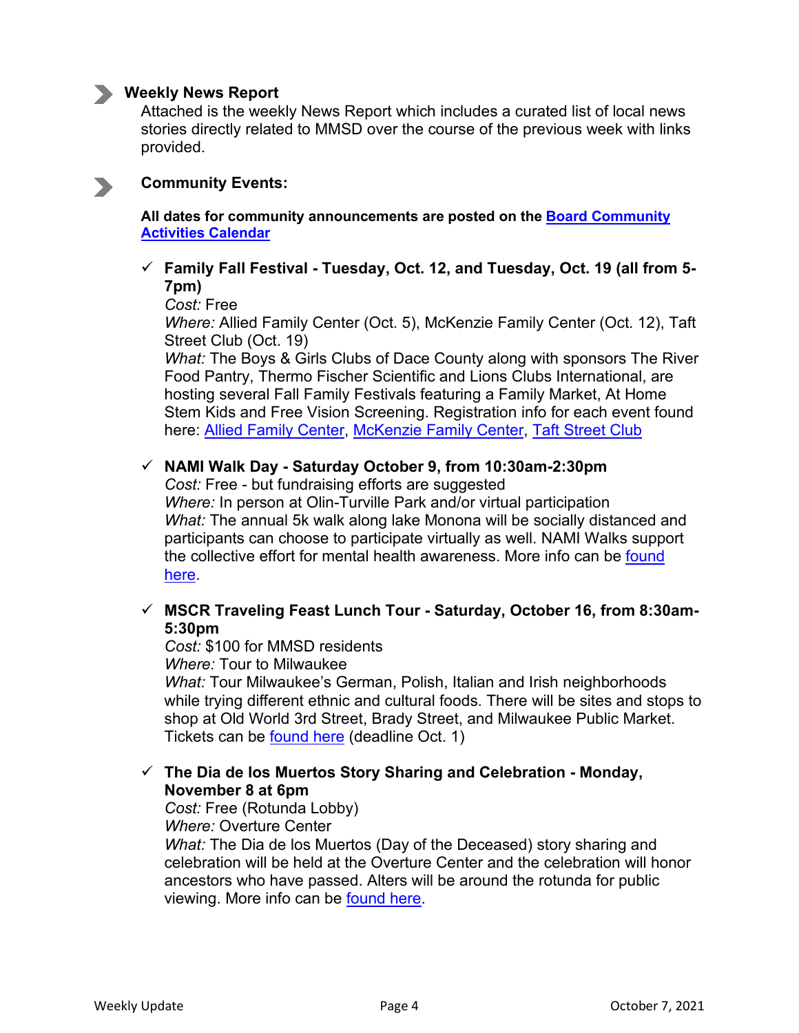- **Weekly News Report**
  Attached is the weekly News Report which includes a curated list of local news stories directly related to MMSD over the course of the previous week with links provided.

- **Community Events:**

  **All dates for community announcements are posted on the [Board Community Activities Calendar]()**

  - ✓ **Family Fall Festival - Tuesday, Oct. 12, and Tuesday, Oct. 19 (all from 5-7pm)**
    *Cost:* Free
    *Where:* Allied Family Center (Oct. 5), McKenzie Family Center (Oct. 12), Taft Street Club (Oct. 19)
    *What:* The Boys & Girls Clubs of Dace County along with sponsors The River Food Pantry, Thermo Fischer Scientific and Lions Clubs International, are hosting several Fall Family Festivals featuring a Family Market, At Home Stem Kids and Free Vision Screening. Registration info for each event found here: [Allied Family Center](), [McKenzie Family Center](), [Taft Street Club]()

  - ✓ **NAMI Walk Day - Saturday October 9, from 10:30am-2:30pm**
    *Cost:* Free - but fundraising efforts are suggested
    *Where:* In person at Olin-Turville Park and/or virtual participation
    *What:* The annual 5k walk along lake Monona will be socially distanced and participants can choose to participate virtually as well. NAMI Walks support the collective effort for mental health awareness. More info can be [found here]().

  - ✓ **MSCR Traveling Feast Lunch Tour - Saturday, October 16, from 8:30am-5:30pm**
    *Cost:* $100 for MMSD residents
    *Where:* Tour to Milwaukee
    *What:* Tour Milwaukee's German, Polish, Italian and Irish neighborhoods while trying different ethnic and cultural foods. There will be sites and stops to shop at Old World 3rd Street, Brady Street, and Milwaukee Public Market. Tickets can be [found here]() (deadline Oct. 1)

  - ✓ **The Dia de los Muertos Story Sharing and Celebration - Monday, November 8 at 6pm**
    *Cost:* Free (Rotunda Lobby)
    *Where:* Overture Center
    *What:* The Dia de los Muertos (Day of the Deceased) story sharing and celebration will be held at the Overture Center and the celebration will honor ancestors who have passed. Alters will be around the rotunda for public viewing. More info can be [found here]().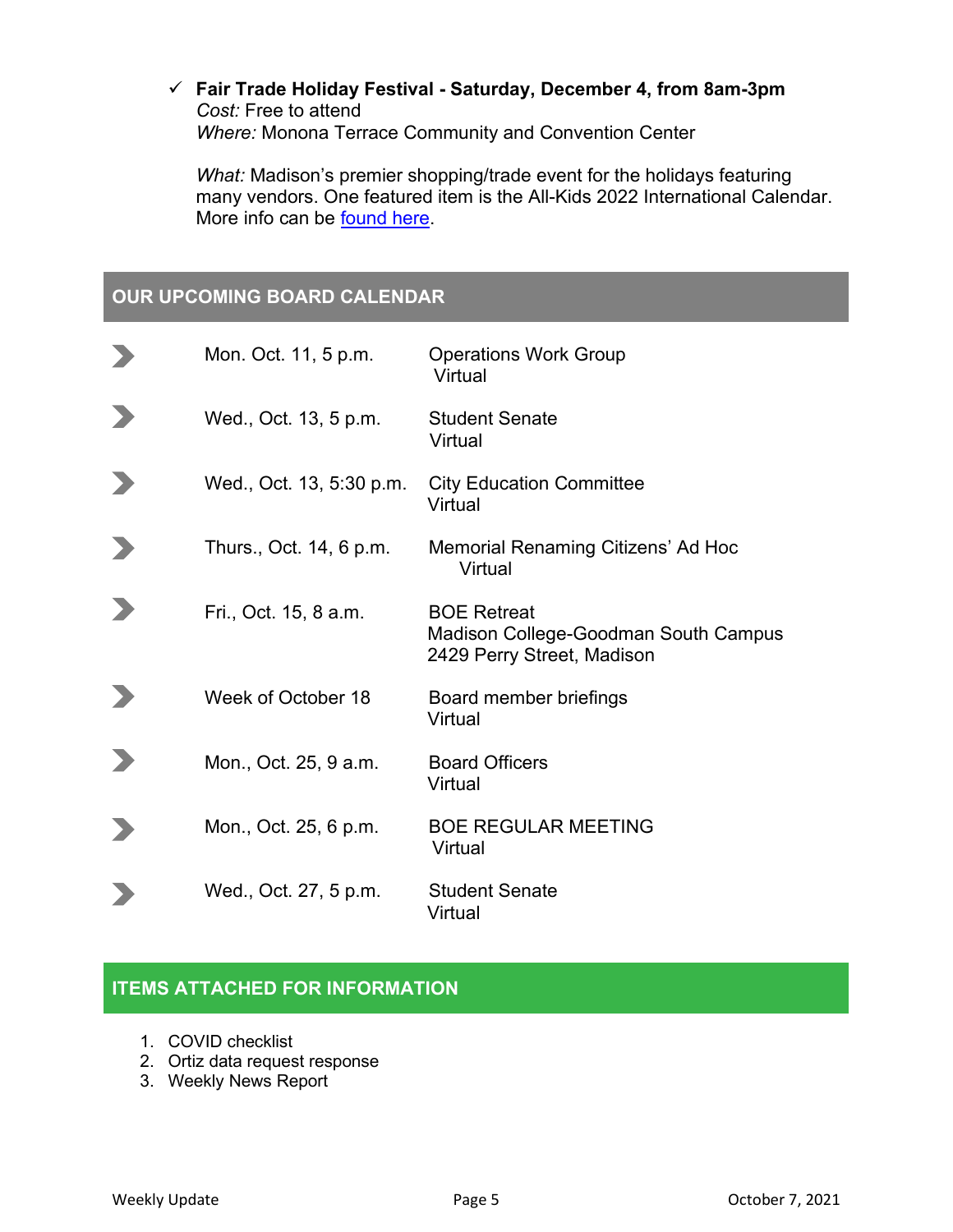- ✓ **Fair Trade Holiday Festival - Saturday, December 4, from 8am-3pm**
  *Cost:* Free to attend
  *Where:* Monona Terrace Community and Convention Center

  *What:* Madison's premier shopping/trade event for the holidays featuring many vendors. One featured item is the All-Kids 2022 International Calendar. More info can be found here.

## OUR UPCOMING BOARD CALENDAR

| Date/Time | Event |
| --- | --- |
| Mon. Oct. 11, 5 p.m. | Operations Work Group<br>Virtual |
| Wed., Oct. 13, 5 p.m. | Student Senate<br>Virtual |
| Wed., Oct. 13, 5:30 p.m. | City Education Committee<br>Virtual |
| Thurs., Oct. 14, 6 p.m. | Memorial Renaming Citizens' Ad Hoc<br>Virtual |
| Fri., Oct. 15, 8 a.m. | BOE Retreat<br>Madison College-Goodman South Campus<br>2429 Perry Street, Madison |
| Week of October 18 | Board member briefings<br>Virtual |
| Mon., Oct. 25, 9 a.m. | Board Officers<br>Virtual |
| Mon., Oct. 25, 6 p.m. | BOE REGULAR MEETING<br>Virtual |
| Wed., Oct. 27, 5 p.m. | Student Senate<br>Virtual |

## ITEMS ATTACHED FOR INFORMATION

1. COVID checklist
2. Ortiz data request response
3. Weekly News Report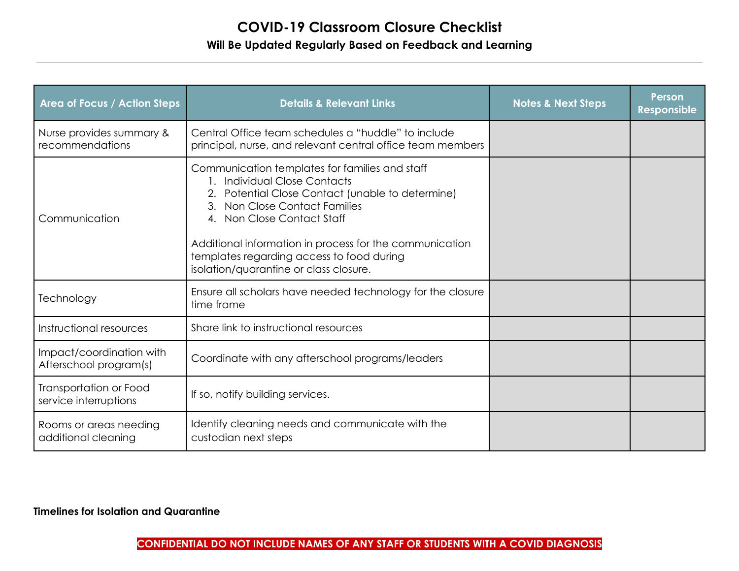# COVID-19 Classroom Closure Checklist

**Will Be Updated Regularly Based on Feedback and Learning**

| Area of Focus / Action Steps | Details & Relevant Links | Notes & Next Steps | Person Responsible |
|---|---|---|---|
| Nurse provides summary & recommendations | Central Office team schedules a "huddle" to include principal, nurse, and relevant central office team members | | |
| Communication | Communication templates for families and staff<br>1. Individual Close Contacts<br>2. Potential Close Contact (unable to determine)<br>3. Non Close Contact Families<br>4. Non Close Contact Staff<br><br>Additional information in process for the communication templates regarding access to food during isolation/quarantine or class closure. | | |
| Technology | Ensure all scholars have needed technology for the closure time frame | | |
| Instructional resources | Share link to instructional resources | | |
| Impact/coordination with Afterschool program(s) | Coordinate with any afterschool programs/leaders | | |
| Transportation or Food service interruptions | If so, notify building services. | | |
| Rooms or areas needing additional cleaning | Identify cleaning needs and communicate with the custodian next steps | | |

**Timelines for Isolation and Quarantine**

**CONFIDENTIAL DO NOT INCLUDE NAMES OF ANY STAFF OR STUDENTS WITH A COVID DIAGNOSIS**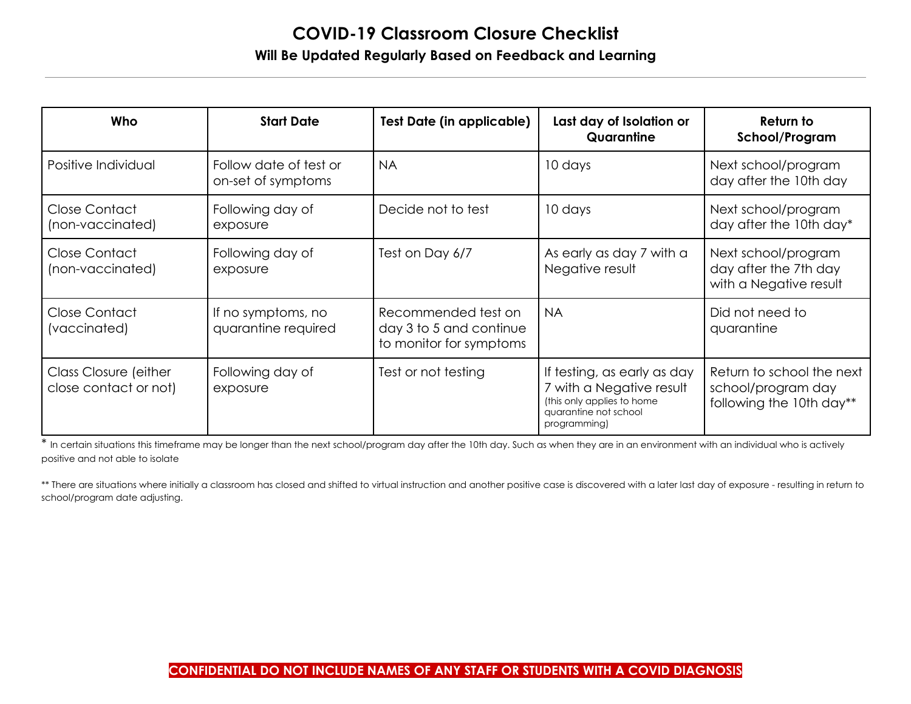# COVID-19 Classroom Closure Checklist

## Will Be Updated Regularly Based on Feedback and Learning

| Who | Start Date | Test Date (in applicable) | Last day of Isolation or Quarantine | Return to School/Program |
|---|---|---|---|---|
| Positive Individual | Follow date of test or on-set of symptoms | NA | 10 days | Next school/program day after the 10th day |
| Close Contact (non-vaccinated) | Following day of exposure | Decide not to test | 10 days | Next school/program day after the 10th day* |
| Close Contact (non-vaccinated) | Following day of exposure | Test on Day 6/7 | As early as day 7 with a Negative result | Next school/program day after the 7th day with a Negative result |
| Close Contact (vaccinated) | If no symptoms, no quarantine required | Recommended test on day 3 to 5 and continue to monitor for symptoms | NA | Did not need to quarantine |
| Class Closure (either close contact or not) | Following day of exposure | Test or not testing | If testing, as early as day 7 with a Negative result (this only applies to home quarantine not school programming) | Return to school the next school/program day following the 10th day** |

* In certain situations this timeframe may be longer than the next school/program day after the 10th day. Such as when they are in an environment with an individual who is actively positive and not able to isolate

** There are situations where initially a classroom has closed and shifted to virtual instruction and another positive case is discovered with a later last day of exposure - resulting in return to school/program date adjusting.

**CONFIDENTIAL DO NOT INCLUDE NAMES OF ANY STAFF OR STUDENTS WITH A COVID DIAGNOSIS**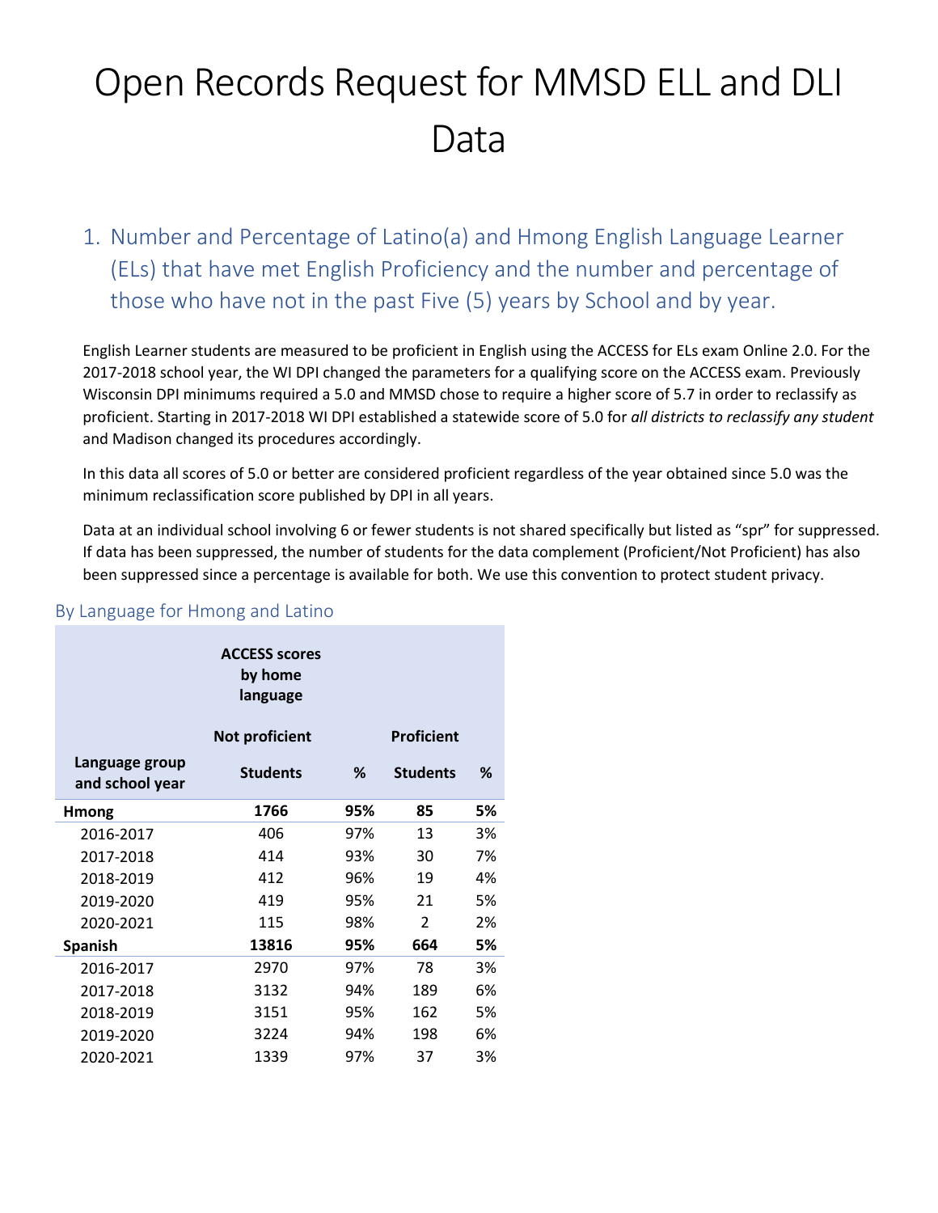# Open Records Request for MMSD ELL and DLI Data

## 1. Number and Percentage of Latino(a) and Hmong English Language Learner (ELs) that have met English Proficiency and the number and percentage of those who have not in the past Five (5) years by School and by year.

English Learner students are measured to be proficient in English using the ACCESS for ELs exam Online 2.0. For the 2017-2018 school year, the WI DPI changed the parameters for a qualifying score on the ACCESS exam. Previously Wisconsin DPI minimums required a 5.0 and MMSD chose to require a higher score of 5.7 in order to reclassify as proficient. Starting in 2017-2018 WI DPI established a statewide score of 5.0 for *all districts to reclassify any student* and Madison changed its procedures accordingly.

In this data all scores of 5.0 or better are considered proficient regardless of the year obtained since 5.0 was the minimum reclassification score published by DPI in all years.

Data at an individual school involving 6 or fewer students is not shared specifically but listed as "spr" for suppressed. If data has been suppressed, the number of students for the data complement (Proficient/Not Proficient) has also been suppressed since a percentage is available for both. We use this convention to protect student privacy.

### By Language for Hmong and Latino

| | ACCESS scores by home language | | | |
|---|---|---|---|---|
| | Not proficient | | Proficient | |
| Language group and school year | Students | % | Students | % |
| **Hmong** | **1766** | **95%** | **85** | **5%** |
| 2016-2017 | 406 | 97% | 13 | 3% |
| 2017-2018 | 414 | 93% | 30 | 7% |
| 2018-2019 | 412 | 96% | 19 | 4% |
| 2019-2020 | 419 | 95% | 21 | 5% |
| 2020-2021 | 115 | 98% | 2 | 2% |
| **Spanish** | **13816** | **95%** | **664** | **5%** |
| 2016-2017 | 2970 | 97% | 78 | 3% |
| 2017-2018 | 3132 | 94% | 189 | 6% |
| 2018-2019 | 3151 | 95% | 162 | 5% |
| 2019-2020 | 3224 | 94% | 198 | 6% |
| 2020-2021 | 1339 | 97% | 37 | 3% |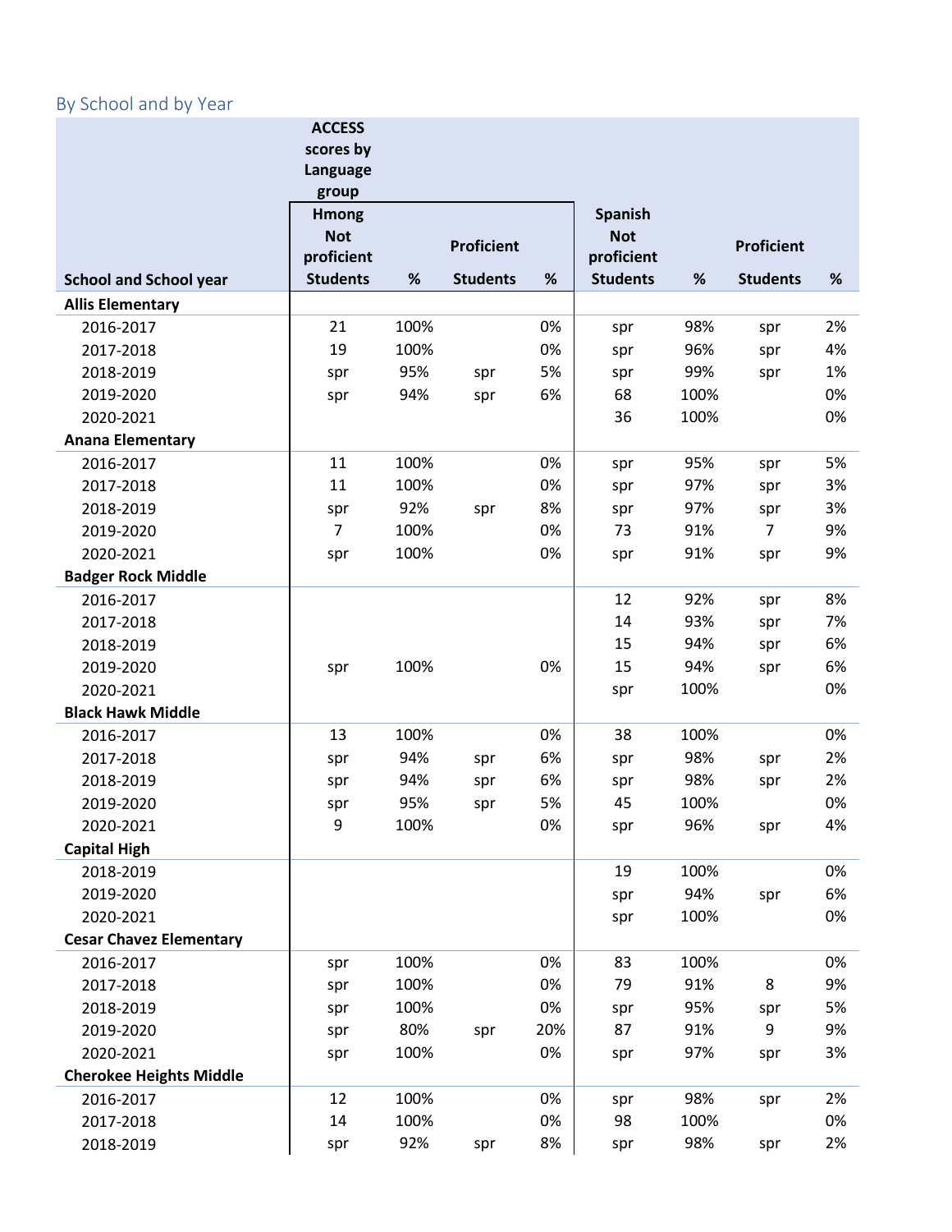## By School and by Year

| School and School year | ACCESS scores by Language group Hmong Not proficient Students | % | Proficient Students | % | Spanish Not proficient Students | % | Proficient Students | % |
|---|---|---|---|---|---|---|---|---|
| **Allis Elementary** | | | | | | | | |
| 2016-2017 | 21 | 100% | | 0% | spr | 98% | spr | 2% |
| 2017-2018 | 19 | 100% | | 0% | spr | 96% | spr | 4% |
| 2018-2019 | spr | 95% | spr | 5% | spr | 99% | spr | 1% |
| 2019-2020 | spr | 94% | spr | 6% | 68 | 100% | | 0% |
| 2020-2021 | | | | | 36 | 100% | | 0% |
| **Anana Elementary** | | | | | | | | |
| 2016-2017 | 11 | 100% | | 0% | spr | 95% | spr | 5% |
| 2017-2018 | 11 | 100% | | 0% | spr | 97% | spr | 3% |
| 2018-2019 | spr | 92% | spr | 8% | spr | 97% | spr | 3% |
| 2019-2020 | 7 | 100% | | 0% | 73 | 91% | 7 | 9% |
| 2020-2021 | spr | 100% | | 0% | spr | 91% | spr | 9% |
| **Badger Rock Middle** | | | | | | | | |
| 2016-2017 | | | | | 12 | 92% | spr | 8% |
| 2017-2018 | | | | | 14 | 93% | spr | 7% |
| 2018-2019 | | | | | 15 | 94% | spr | 6% |
| 2019-2020 | spr | 100% | | 0% | 15 | 94% | spr | 6% |
| 2020-2021 | | | | | spr | 100% | | 0% |
| **Black Hawk Middle** | | | | | | | | |
| 2016-2017 | 13 | 100% | | 0% | 38 | 100% | | 0% |
| 2017-2018 | spr | 94% | spr | 6% | spr | 98% | spr | 2% |
| 2018-2019 | spr | 94% | spr | 6% | spr | 98% | spr | 2% |
| 2019-2020 | spr | 95% | spr | 5% | 45 | 100% | | 0% |
| 2020-2021 | 9 | 100% | | 0% | spr | 96% | spr | 4% |
| **Capital High** | | | | | | | | |
| 2018-2019 | | | | | 19 | 100% | | 0% |
| 2019-2020 | | | | | spr | 94% | spr | 6% |
| 2020-2021 | | | | | spr | 100% | | 0% |
| **Cesar Chavez Elementary** | | | | | | | | |
| 2016-2017 | spr | 100% | | 0% | 83 | 100% | | 0% |
| 2017-2018 | spr | 100% | | 0% | 79 | 91% | 8 | 9% |
| 2018-2019 | spr | 100% | | 0% | spr | 95% | spr | 5% |
| 2019-2020 | spr | 80% | spr | 20% | 87 | 91% | 9 | 9% |
| 2020-2021 | spr | 100% | | 0% | spr | 97% | spr | 3% |
| **Cherokee Heights Middle** | | | | | | | | |
| 2016-2017 | 12 | 100% | | 0% | spr | 98% | spr | 2% |
| 2017-2018 | 14 | 100% | | 0% | 98 | 100% | | 0% |
| 2018-2019 | spr | 92% | spr | 8% | spr | 98% | spr | 2% |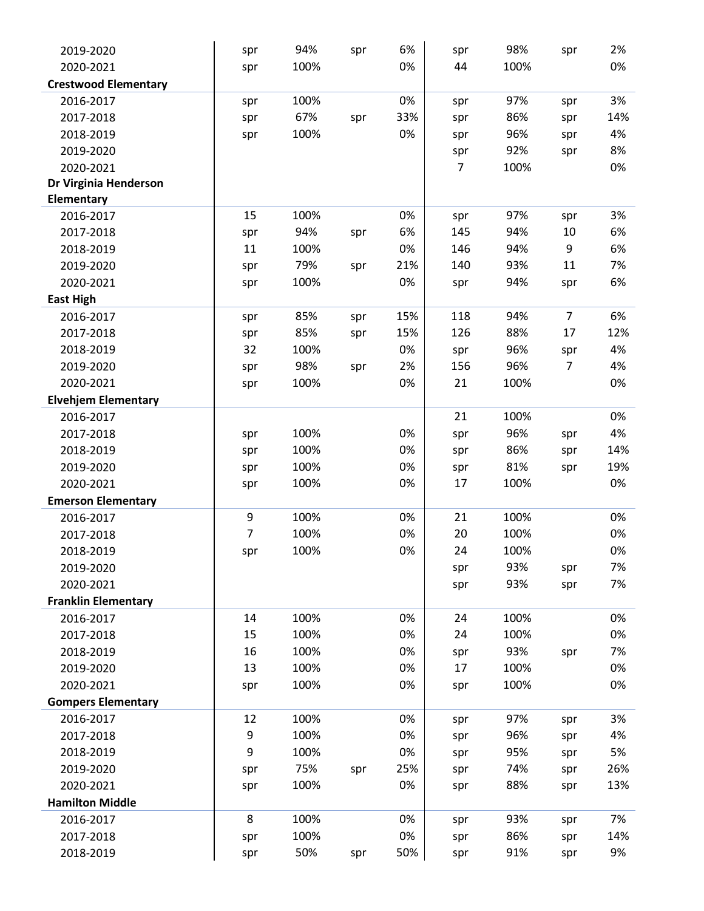| | | | | | | | | |
|---|---|---|---|---|---|---|---|---|
| 2019-2020 | spr | 94% | spr | 6% | spr | 98% | spr | 2% |
| 2020-2021 | spr | 100% | | 0% | 44 | 100% | | 0% |
| **Crestwood Elementary** | | | | | | | | |
| 2016-2017 | spr | 100% | | 0% | spr | 97% | spr | 3% |
| 2017-2018 | spr | 67% | spr | 33% | spr | 86% | spr | 14% |
| 2018-2019 | spr | 100% | | 0% | spr | 96% | spr | 4% |
| 2019-2020 | | | | | spr | 92% | spr | 8% |
| 2020-2021 | | | | | 7 | 100% | | 0% |
| **Dr Virginia Henderson Elementary** | | | | | | | | |
| 2016-2017 | 15 | 100% | | 0% | spr | 97% | spr | 3% |
| 2017-2018 | spr | 94% | spr | 6% | 145 | 94% | 10 | 6% |
| 2018-2019 | 11 | 100% | | 0% | 146 | 94% | 9 | 6% |
| 2019-2020 | spr | 79% | spr | 21% | 140 | 93% | 11 | 7% |
| 2020-2021 | spr | 100% | | 0% | spr | 94% | spr | 6% |
| **East High** | | | | | | | | |
| 2016-2017 | spr | 85% | spr | 15% | 118 | 94% | 7 | 6% |
| 2017-2018 | spr | 85% | spr | 15% | 126 | 88% | 17 | 12% |
| 2018-2019 | 32 | 100% | | 0% | spr | 96% | spr | 4% |
| 2019-2020 | spr | 98% | spr | 2% | 156 | 96% | 7 | 4% |
| 2020-2021 | spr | 100% | | 0% | 21 | 100% | | 0% |
| **Elvehjem Elementary** | | | | | | | | |
| 2016-2017 | | | | | 21 | 100% | | 0% |
| 2017-2018 | spr | 100% | | 0% | spr | 96% | spr | 4% |
| 2018-2019 | spr | 100% | | 0% | spr | 86% | spr | 14% |
| 2019-2020 | spr | 100% | | 0% | spr | 81% | spr | 19% |
| 2020-2021 | spr | 100% | | 0% | 17 | 100% | | 0% |
| **Emerson Elementary** | | | | | | | | |
| 2016-2017 | 9 | 100% | | 0% | 21 | 100% | | 0% |
| 2017-2018 | 7 | 100% | | 0% | 20 | 100% | | 0% |
| 2018-2019 | spr | 100% | | 0% | 24 | 100% | | 0% |
| 2019-2020 | | | | | spr | 93% | spr | 7% |
| 2020-2021 | | | | | spr | 93% | spr | 7% |
| **Franklin Elementary** | | | | | | | | |
| 2016-2017 | 14 | 100% | | 0% | 24 | 100% | | 0% |
| 2017-2018 | 15 | 100% | | 0% | 24 | 100% | | 0% |
| 2018-2019 | 16 | 100% | | 0% | spr | 93% | spr | 7% |
| 2019-2020 | 13 | 100% | | 0% | 17 | 100% | | 0% |
| 2020-2021 | spr | 100% | | 0% | spr | 100% | | 0% |
| **Gompers Elementary** | | | | | | | | |
| 2016-2017 | 12 | 100% | | 0% | spr | 97% | spr | 3% |
| 2017-2018 | 9 | 100% | | 0% | spr | 96% | spr | 4% |
| 2018-2019 | 9 | 100% | | 0% | spr | 95% | spr | 5% |
| 2019-2020 | spr | 75% | spr | 25% | spr | 74% | spr | 26% |
| 2020-2021 | spr | 100% | | 0% | spr | 88% | spr | 13% |
| **Hamilton Middle** | | | | | | | | |
| 2016-2017 | 8 | 100% | | 0% | spr | 93% | spr | 7% |
| 2017-2018 | spr | 100% | | 0% | spr | 86% | spr | 14% |
| 2018-2019 | spr | 50% | spr | 50% | spr | 91% | spr | 9% |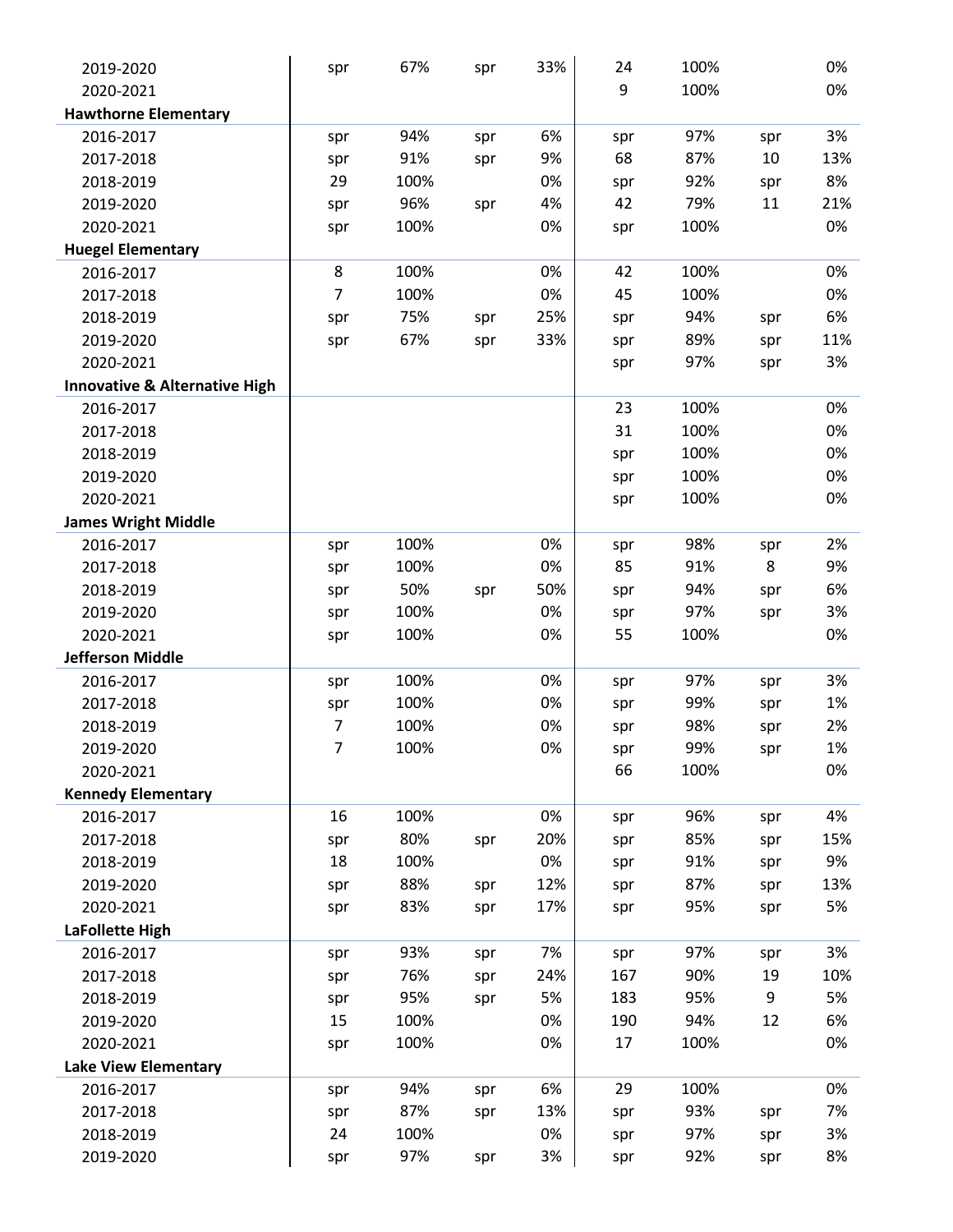| | | | | | | | | |
|---|---|---|---|---|---|---|---|---|
| 2019-2020 | spr | 67% | spr | 33% | 24 | 100% | | 0% |
| 2020-2021 | | | | | 9 | 100% | | 0% |
| **Hawthorne Elementary** | | | | | | | | |
| 2016-2017 | spr | 94% | spr | 6% | spr | 97% | spr | 3% |
| 2017-2018 | spr | 91% | spr | 9% | 68 | 87% | 10 | 13% |
| 2018-2019 | 29 | 100% | | 0% | spr | 92% | spr | 8% |
| 2019-2020 | spr | 96% | spr | 4% | 42 | 79% | 11 | 21% |
| 2020-2021 | spr | 100% | | 0% | spr | 100% | | 0% |
| **Huegel Elementary** | | | | | | | | |
| 2016-2017 | 8 | 100% | | 0% | 42 | 100% | | 0% |
| 2017-2018 | 7 | 100% | | 0% | 45 | 100% | | 0% |
| 2018-2019 | spr | 75% | spr | 25% | spr | 94% | spr | 6% |
| 2019-2020 | spr | 67% | spr | 33% | spr | 89% | spr | 11% |
| 2020-2021 | | | | | spr | 97% | spr | 3% |
| **Innovative & Alternative High** | | | | | | | | |
| 2016-2017 | | | | | 23 | 100% | | 0% |
| 2017-2018 | | | | | 31 | 100% | | 0% |
| 2018-2019 | | | | | spr | 100% | | 0% |
| 2019-2020 | | | | | spr | 100% | | 0% |
| 2020-2021 | | | | | spr | 100% | | 0% |
| **James Wright Middle** | | | | | | | | |
| 2016-2017 | spr | 100% | | 0% | spr | 98% | spr | 2% |
| 2017-2018 | spr | 100% | | 0% | 85 | 91% | 8 | 9% |
| 2018-2019 | spr | 50% | spr | 50% | spr | 94% | spr | 6% |
| 2019-2020 | spr | 100% | | 0% | spr | 97% | spr | 3% |
| 2020-2021 | spr | 100% | | 0% | 55 | 100% | | 0% |
| **Jefferson Middle** | | | | | | | | |
| 2016-2017 | spr | 100% | | 0% | spr | 97% | spr | 3% |
| 2017-2018 | spr | 100% | | 0% | spr | 99% | spr | 1% |
| 2018-2019 | 7 | 100% | | 0% | spr | 98% | spr | 2% |
| 2019-2020 | 7 | 100% | | 0% | spr | 99% | spr | 1% |
| 2020-2021 | | | | | 66 | 100% | | 0% |
| **Kennedy Elementary** | | | | | | | | |
| 2016-2017 | 16 | 100% | | 0% | spr | 96% | spr | 4% |
| 2017-2018 | spr | 80% | spr | 20% | spr | 85% | spr | 15% |
| 2018-2019 | 18 | 100% | | 0% | spr | 91% | spr | 9% |
| 2019-2020 | spr | 88% | spr | 12% | spr | 87% | spr | 13% |
| 2020-2021 | spr | 83% | spr | 17% | spr | 95% | spr | 5% |
| **LaFollette High** | | | | | | | | |
| 2016-2017 | spr | 93% | spr | 7% | spr | 97% | spr | 3% |
| 2017-2018 | spr | 76% | spr | 24% | 167 | 90% | 19 | 10% |
| 2018-2019 | spr | 95% | spr | 5% | 183 | 95% | 9 | 5% |
| 2019-2020 | 15 | 100% | | 0% | 190 | 94% | 12 | 6% |
| 2020-2021 | spr | 100% | | 0% | 17 | 100% | | 0% |
| **Lake View Elementary** | | | | | | | | |
| 2016-2017 | spr | 94% | spr | 6% | 29 | 100% | | 0% |
| 2017-2018 | spr | 87% | spr | 13% | spr | 93% | spr | 7% |
| 2018-2019 | 24 | 100% | | 0% | spr | 97% | spr | 3% |
| 2019-2020 | spr | 97% | spr | 3% | spr | 92% | spr | 8% |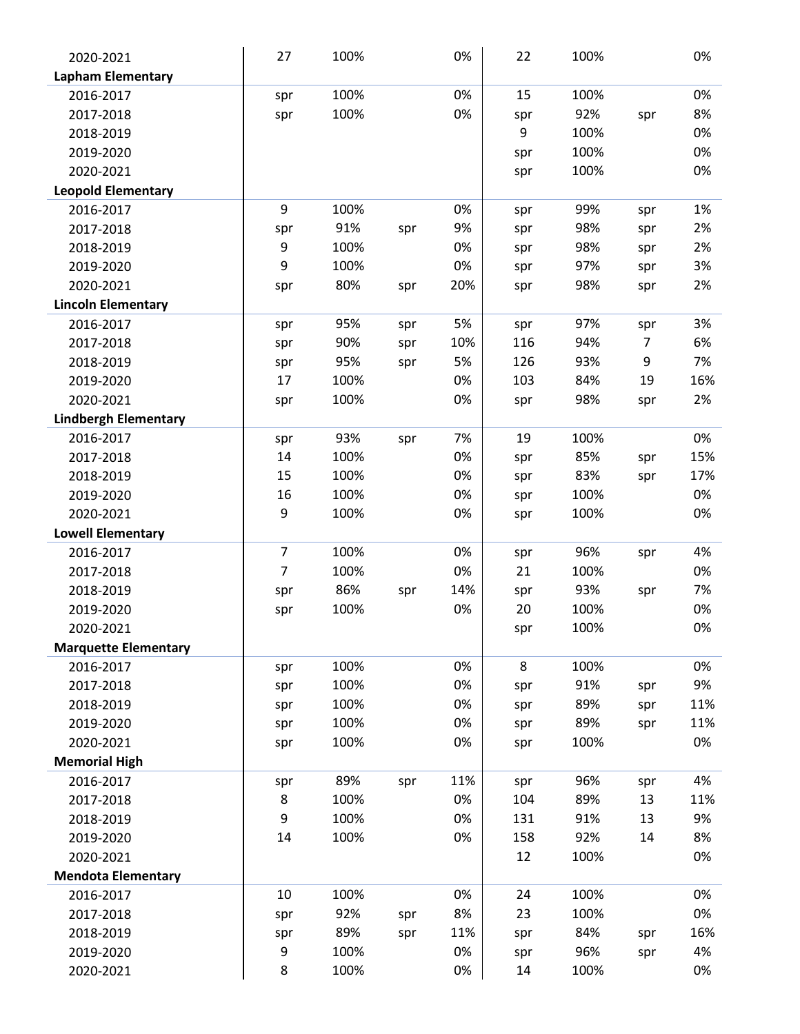| | | | | | | | | |
|---|---|---|---|---|---|---|---|---|
| 2020-2021 | 27 | 100% | | 0% | 22 | 100% | | 0% |
| **Lapham Elementary** | | | | | | | | |
| 2016-2017 | spr | 100% | | 0% | 15 | 100% | | 0% |
| 2017-2018 | spr | 100% | | 0% | spr | 92% | spr | 8% |
| 2018-2019 | | | | | 9 | 100% | | 0% |
| 2019-2020 | | | | | spr | 100% | | 0% |
| 2020-2021 | | | | | spr | 100% | | 0% |
| **Leopold Elementary** | | | | | | | | |
| 2016-2017 | 9 | 100% | | 0% | spr | 99% | spr | 1% |
| 2017-2018 | spr | 91% | spr | 9% | spr | 98% | spr | 2% |
| 2018-2019 | 9 | 100% | | 0% | spr | 98% | spr | 2% |
| 2019-2020 | 9 | 100% | | 0% | spr | 97% | spr | 3% |
| 2020-2021 | spr | 80% | spr | 20% | spr | 98% | spr | 2% |
| **Lincoln Elementary** | | | | | | | | |
| 2016-2017 | spr | 95% | spr | 5% | spr | 97% | spr | 3% |
| 2017-2018 | spr | 90% | spr | 10% | 116 | 94% | 7 | 6% |
| 2018-2019 | spr | 95% | spr | 5% | 126 | 93% | 9 | 7% |
| 2019-2020 | 17 | 100% | | 0% | 103 | 84% | 19 | 16% |
| 2020-2021 | spr | 100% | | 0% | spr | 98% | spr | 2% |
| **Lindbergh Elementary** | | | | | | | | |
| 2016-2017 | spr | 93% | spr | 7% | 19 | 100% | | 0% |
| 2017-2018 | 14 | 100% | | 0% | spr | 85% | spr | 15% |
| 2018-2019 | 15 | 100% | | 0% | spr | 83% | spr | 17% |
| 2019-2020 | 16 | 100% | | 0% | spr | 100% | | 0% |
| 2020-2021 | 9 | 100% | | 0% | spr | 100% | | 0% |
| **Lowell Elementary** | | | | | | | | |
| 2016-2017 | 7 | 100% | | 0% | spr | 96% | spr | 4% |
| 2017-2018 | 7 | 100% | | 0% | 21 | 100% | | 0% |
| 2018-2019 | spr | 86% | spr | 14% | spr | 93% | spr | 7% |
| 2019-2020 | spr | 100% | | 0% | 20 | 100% | | 0% |
| 2020-2021 | | | | | spr | 100% | | 0% |
| **Marquette Elementary** | | | | | | | | |
| 2016-2017 | spr | 100% | | 0% | 8 | 100% | | 0% |
| 2017-2018 | spr | 100% | | 0% | spr | 91% | spr | 9% |
| 2018-2019 | spr | 100% | | 0% | spr | 89% | spr | 11% |
| 2019-2020 | spr | 100% | | 0% | spr | 89% | spr | 11% |
| 2020-2021 | spr | 100% | | 0% | spr | 100% | | 0% |
| **Memorial High** | | | | | | | | |
| 2016-2017 | spr | 89% | spr | 11% | spr | 96% | spr | 4% |
| 2017-2018 | 8 | 100% | | 0% | 104 | 89% | 13 | 11% |
| 2018-2019 | 9 | 100% | | 0% | 131 | 91% | 13 | 9% |
| 2019-2020 | 14 | 100% | | 0% | 158 | 92% | 14 | 8% |
| 2020-2021 | | | | | 12 | 100% | | 0% |
| **Mendota Elementary** | | | | | | | | |
| 2016-2017 | 10 | 100% | | 0% | 24 | 100% | | 0% |
| 2017-2018 | spr | 92% | spr | 8% | 23 | 100% | | 0% |
| 2018-2019 | spr | 89% | spr | 11% | spr | 84% | spr | 16% |
| 2019-2020 | 9 | 100% | | 0% | spr | 96% | spr | 4% |
| 2020-2021 | 8 | 100% | | 0% | 14 | 100% | | 0% |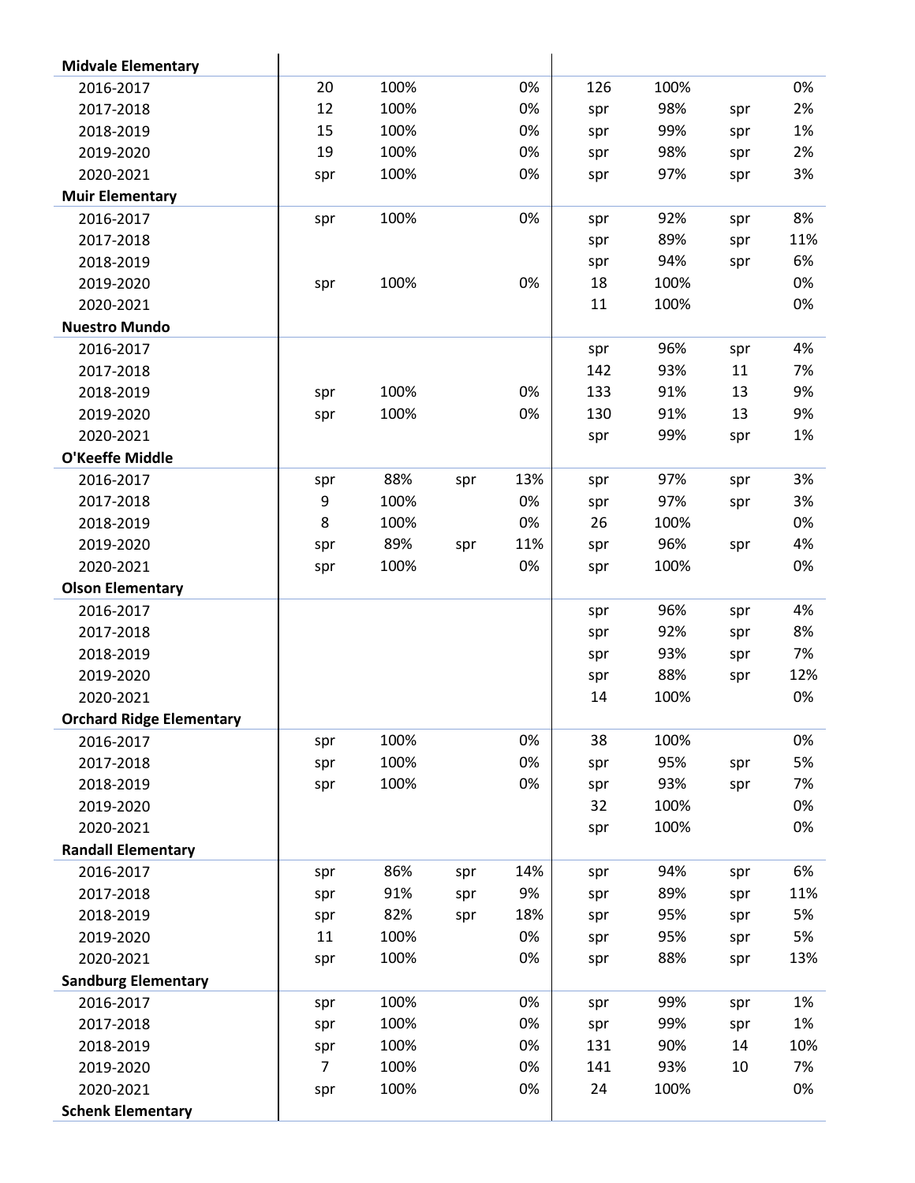| | | | | | | | | |
|---|---|---|---|---|---|---|---|---|
| **Midvale Elementary** | | | | | | | | |
| 2016-2017 | 20 | 100% | | 0% | 126 | 100% | | 0% |
| 2017-2018 | 12 | 100% | | 0% | spr | 98% | spr | 2% |
| 2018-2019 | 15 | 100% | | 0% | spr | 99% | spr | 1% |
| 2019-2020 | 19 | 100% | | 0% | spr | 98% | spr | 2% |
| 2020-2021 | spr | 100% | | 0% | spr | 97% | spr | 3% |
| **Muir Elementary** | | | | | | | | |
| 2016-2017 | spr | 100% | | 0% | spr | 92% | spr | 8% |
| 2017-2018 | | | | | spr | 89% | spr | 11% |
| 2018-2019 | | | | | spr | 94% | spr | 6% |
| 2019-2020 | spr | 100% | | 0% | 18 | 100% | | 0% |
| 2020-2021 | | | | | 11 | 100% | | 0% |
| **Nuestro Mundo** | | | | | | | | |
| 2016-2017 | | | | | spr | 96% | spr | 4% |
| 2017-2018 | | | | | 142 | 93% | 11 | 7% |
| 2018-2019 | spr | 100% | | 0% | 133 | 91% | 13 | 9% |
| 2019-2020 | spr | 100% | | 0% | 130 | 91% | 13 | 9% |
| 2020-2021 | | | | | spr | 99% | spr | 1% |
| **O'Keeffe Middle** | | | | | | | | |
| 2016-2017 | spr | 88% | spr | 13% | spr | 97% | spr | 3% |
| 2017-2018 | 9 | 100% | | 0% | spr | 97% | spr | 3% |
| 2018-2019 | 8 | 100% | | 0% | 26 | 100% | | 0% |
| 2019-2020 | spr | 89% | spr | 11% | spr | 96% | spr | 4% |
| 2020-2021 | spr | 100% | | 0% | spr | 100% | | 0% |
| **Olson Elementary** | | | | | | | | |
| 2016-2017 | | | | | spr | 96% | spr | 4% |
| 2017-2018 | | | | | spr | 92% | spr | 8% |
| 2018-2019 | | | | | spr | 93% | spr | 7% |
| 2019-2020 | | | | | spr | 88% | spr | 12% |
| 2020-2021 | | | | | 14 | 100% | | 0% |
| **Orchard Ridge Elementary** | | | | | | | | |
| 2016-2017 | spr | 100% | | 0% | 38 | 100% | | 0% |
| 2017-2018 | spr | 100% | | 0% | spr | 95% | spr | 5% |
| 2018-2019 | spr | 100% | | 0% | spr | 93% | spr | 7% |
| 2019-2020 | | | | | 32 | 100% | | 0% |
| 2020-2021 | | | | | spr | 100% | | 0% |
| **Randall Elementary** | | | | | | | | |
| 2016-2017 | spr | 86% | spr | 14% | spr | 94% | spr | 6% |
| 2017-2018 | spr | 91% | spr | 9% | spr | 89% | spr | 11% |
| 2018-2019 | spr | 82% | spr | 18% | spr | 95% | spr | 5% |
| 2019-2020 | 11 | 100% | | 0% | spr | 95% | spr | 5% |
| 2020-2021 | spr | 100% | | 0% | spr | 88% | spr | 13% |
| **Sandburg Elementary** | | | | | | | | |
| 2016-2017 | spr | 100% | | 0% | spr | 99% | spr | 1% |
| 2017-2018 | spr | 100% | | 0% | spr | 99% | spr | 1% |
| 2018-2019 | spr | 100% | | 0% | 131 | 90% | 14 | 10% |
| 2019-2020 | 7 | 100% | | 0% | 141 | 93% | 10 | 7% |
| 2020-2021 | spr | 100% | | 0% | 24 | 100% | | 0% |
| **Schenk Elementary** | | | | | | | | |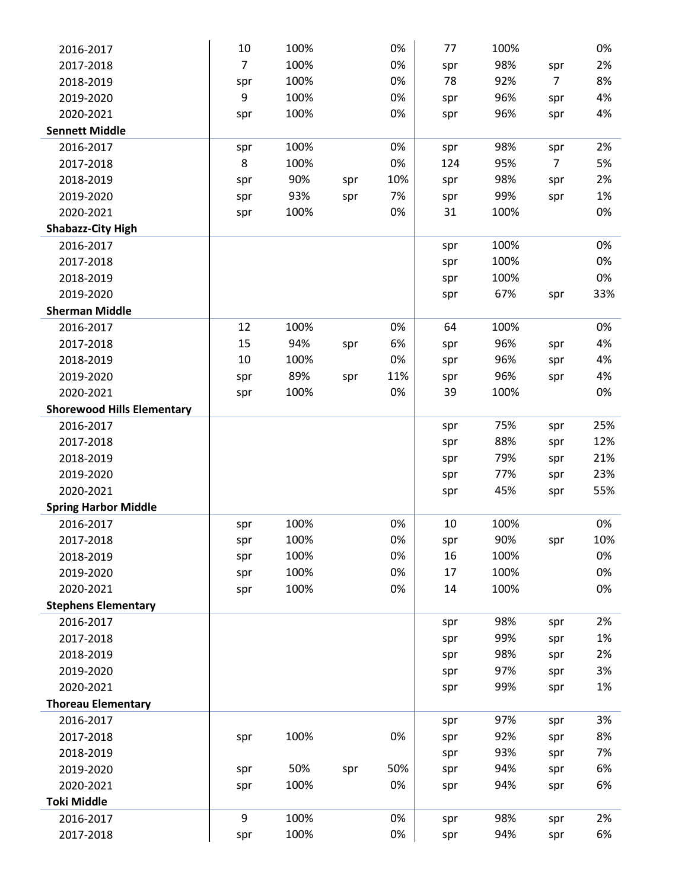| | | | | | | | | |
|---|---|---|---|---|---|---|---|---|
| 2016-2017 | 10 | 100% | | 0% | 77 | 100% | | 0% |
| 2017-2018 | 7 | 100% | | 0% | spr | 98% | spr | 2% |
| 2018-2019 | spr | 100% | | 0% | 78 | 92% | 7 | 8% |
| 2019-2020 | 9 | 100% | | 0% | spr | 96% | spr | 4% |
| 2020-2021 | spr | 100% | | 0% | spr | 96% | spr | 4% |
| **Sennett Middle** | | | | | | | | |
| 2016-2017 | spr | 100% | | 0% | spr | 98% | spr | 2% |
| 2017-2018 | 8 | 100% | | 0% | 124 | 95% | 7 | 5% |
| 2018-2019 | spr | 90% | spr | 10% | spr | 98% | spr | 2% |
| 2019-2020 | spr | 93% | spr | 7% | spr | 99% | spr | 1% |
| 2020-2021 | spr | 100% | | 0% | 31 | 100% | | 0% |
| **Shabazz-City High** | | | | | | | | |
| 2016-2017 | | | | | spr | 100% | | 0% |
| 2017-2018 | | | | | spr | 100% | | 0% |
| 2018-2019 | | | | | spr | 100% | | 0% |
| 2019-2020 | | | | | spr | 67% | spr | 33% |
| **Sherman Middle** | | | | | | | | |
| 2016-2017 | 12 | 100% | | 0% | 64 | 100% | | 0% |
| 2017-2018 | 15 | 94% | spr | 6% | spr | 96% | spr | 4% |
| 2018-2019 | 10 | 100% | | 0% | spr | 96% | spr | 4% |
| 2019-2020 | spr | 89% | spr | 11% | spr | 96% | spr | 4% |
| 2020-2021 | spr | 100% | | 0% | 39 | 100% | | 0% |
| **Shorewood Hills Elementary** | | | | | | | | |
| 2016-2017 | | | | | spr | 75% | spr | 25% |
| 2017-2018 | | | | | spr | 88% | spr | 12% |
| 2018-2019 | | | | | spr | 79% | spr | 21% |
| 2019-2020 | | | | | spr | 77% | spr | 23% |
| 2020-2021 | | | | | spr | 45% | spr | 55% |
| **Spring Harbor Middle** | | | | | | | | |
| 2016-2017 | spr | 100% | | 0% | 10 | 100% | | 0% |
| 2017-2018 | spr | 100% | | 0% | spr | 90% | spr | 10% |
| 2018-2019 | spr | 100% | | 0% | 16 | 100% | | 0% |
| 2019-2020 | spr | 100% | | 0% | 17 | 100% | | 0% |
| 2020-2021 | spr | 100% | | 0% | 14 | 100% | | 0% |
| **Stephens Elementary** | | | | | | | | |
| 2016-2017 | | | | | spr | 98% | spr | 2% |
| 2017-2018 | | | | | spr | 99% | spr | 1% |
| 2018-2019 | | | | | spr | 98% | spr | 2% |
| 2019-2020 | | | | | spr | 97% | spr | 3% |
| 2020-2021 | | | | | spr | 99% | spr | 1% |
| **Thoreau Elementary** | | | | | | | | |
| 2016-2017 | | | | | spr | 97% | spr | 3% |
| 2017-2018 | spr | 100% | | 0% | spr | 92% | spr | 8% |
| 2018-2019 | | | | | spr | 93% | spr | 7% |
| 2019-2020 | spr | 50% | spr | 50% | spr | 94% | spr | 6% |
| 2020-2021 | spr | 100% | | 0% | spr | 94% | spr | 6% |
| **Toki Middle** | | | | | | | | |
| 2016-2017 | 9 | 100% | | 0% | spr | 98% | spr | 2% |
| 2017-2018 | spr | 100% | | 0% | spr | 94% | spr | 6% |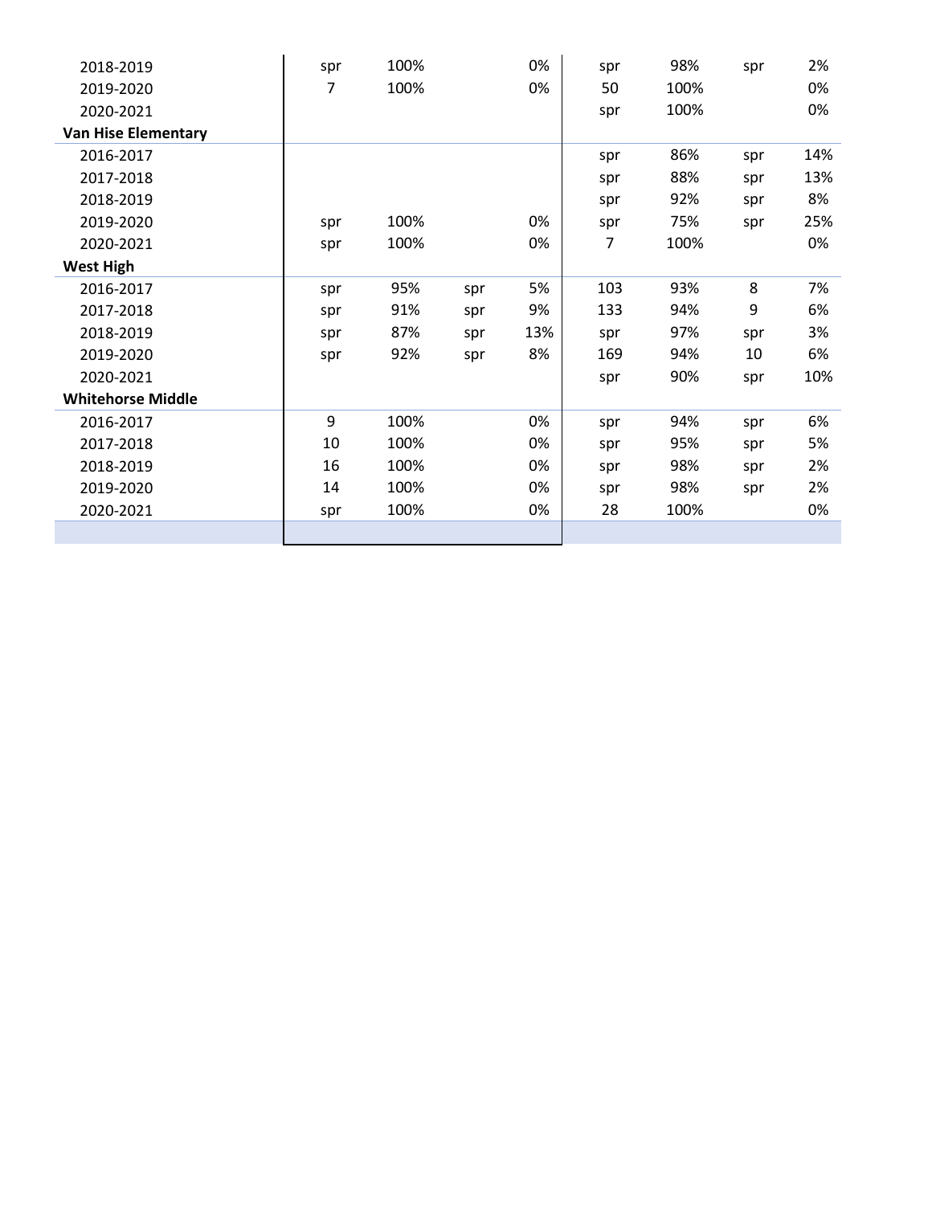| | | | | | | | | |
|---|---|---|---|---|---|---|---|---|
| 2018-2019 | spr | 100% | | 0% | spr | 98% | spr | 2% |
| 2019-2020 | 7 | 100% | | 0% | 50 | 100% | | 0% |
| 2020-2021 | | | | | spr | 100% | | 0% |
| **Van Hise Elementary** | | | | | | | | |
| 2016-2017 | | | | | spr | 86% | spr | 14% |
| 2017-2018 | | | | | spr | 88% | spr | 13% |
| 2018-2019 | | | | | spr | 92% | spr | 8% |
| 2019-2020 | spr | 100% | | 0% | spr | 75% | spr | 25% |
| 2020-2021 | spr | 100% | | 0% | 7 | 100% | | 0% |
| **West High** | | | | | | | | |
| 2016-2017 | spr | 95% | spr | 5% | 103 | 93% | 8 | 7% |
| 2017-2018 | spr | 91% | spr | 9% | 133 | 94% | 9 | 6% |
| 2018-2019 | spr | 87% | spr | 13% | spr | 97% | spr | 3% |
| 2019-2020 | spr | 92% | spr | 8% | 169 | 94% | 10 | 6% |
| 2020-2021 | | | | | spr | 90% | spr | 10% |
| **Whitehorse Middle** | | | | | | | | |
| 2016-2017 | 9 | 100% | | 0% | spr | 94% | spr | 6% |
| 2017-2018 | 10 | 100% | | 0% | spr | 95% | spr | 5% |
| 2018-2019 | 16 | 100% | | 0% | spr | 98% | spr | 2% |
| 2019-2020 | 14 | 100% | | 0% | spr | 98% | spr | 2% |
| 2020-2021 | spr | 100% | | 0% | 28 | 100% | | 0% |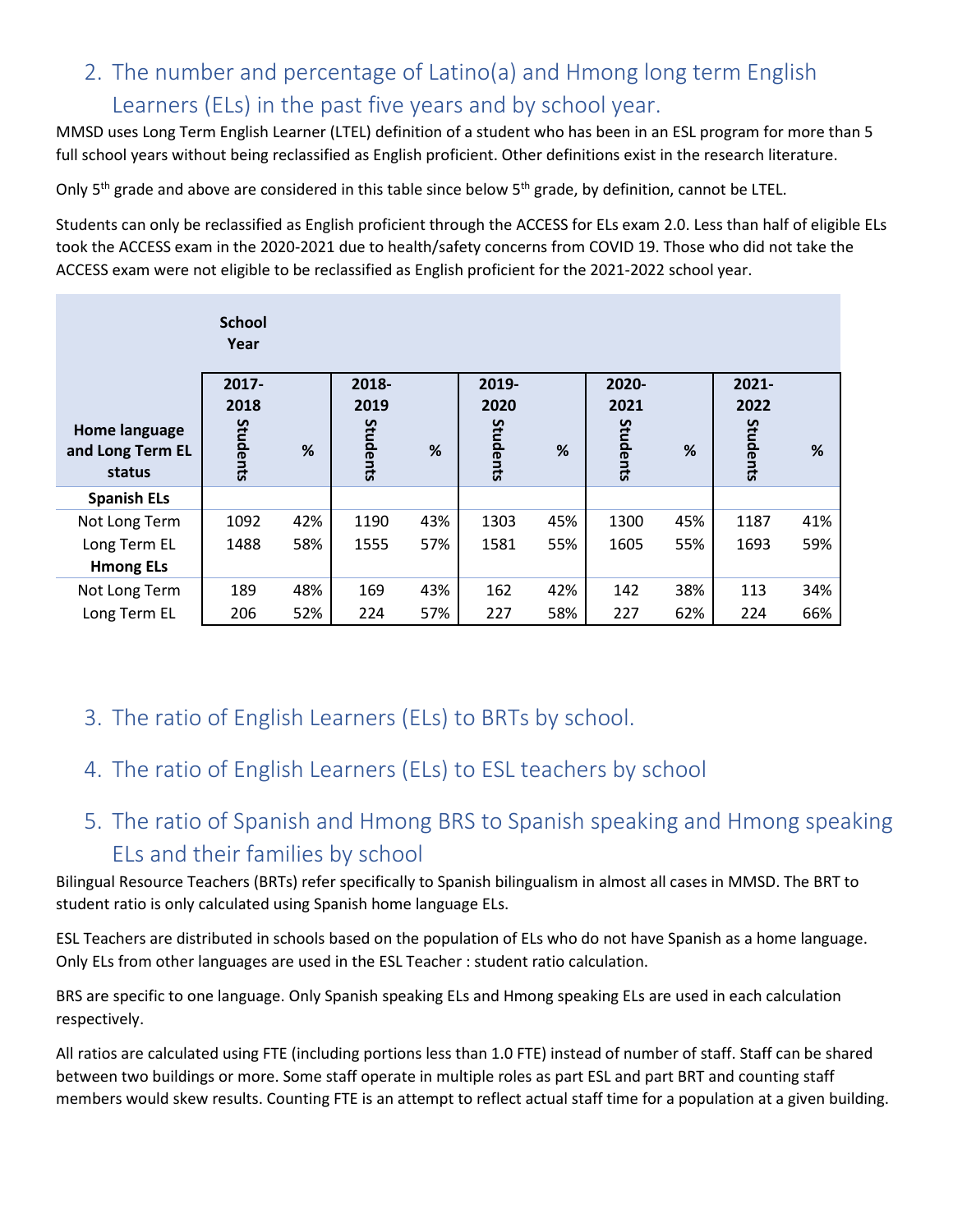## 2. The number and percentage of Latino(a) and Hmong long term English Learners (ELs) in the past five years and by school year.

MMSD uses Long Term English Learner (LTEL) definition of a student who has been in an ESL program for more than 5 full school years without being reclassified as English proficient. Other definitions exist in the research literature.

Only 5th grade and above are considered in this table since below 5th grade, by definition, cannot be LTEL.

Students can only be reclassified as English proficient through the ACCESS for ELs exam 2.0. Less than half of eligible ELs took the ACCESS exam in the 2020-2021 due to health/safety concerns from COVID 19. Those who did not take the ACCESS exam were not eligible to be reclassified as English proficient for the 2021-2022 school year.

| | School Year | | | | | | | | | |
|---|---|---|---|---|---|---|---|---|---|---|
| | 2017-2018 | | 2018-2019 | | 2019-2020 | | 2020-2021 | | 2021-2022 | |
| Home language and Long Term EL status | Students | % | Students | % | Students | % | Students | % | Students | % |
| **Spanish ELs** | | | | | | | | | | |
| Not Long Term | 1092 | 42% | 1190 | 43% | 1303 | 45% | 1300 | 45% | 1187 | 41% |
| Long Term EL | 1488 | 58% | 1555 | 57% | 1581 | 55% | 1605 | 55% | 1693 | 59% |
| **Hmong ELs** | | | | | | | | | | |
| Not Long Term | 189 | 48% | 169 | 43% | 162 | 42% | 142 | 38% | 113 | 34% |
| Long Term EL | 206 | 52% | 224 | 57% | 227 | 58% | 227 | 62% | 224 | 66% |

## 3. The ratio of English Learners (ELs) to BRTs by school.

## 4. The ratio of English Learners (ELs) to ESL teachers by school

## 5. The ratio of Spanish and Hmong BRS to Spanish speaking and Hmong speaking ELs and their families by school

Bilingual Resource Teachers (BRTs) refer specifically to Spanish bilingualism in almost all cases in MMSD. The BRT to student ratio is only calculated using Spanish home language ELs.

ESL Teachers are distributed in schools based on the population of ELs who do not have Spanish as a home language. Only ELs from other languages are used in the ESL Teacher : student ratio calculation.

BRS are specific to one language. Only Spanish speaking ELs and Hmong speaking ELs are used in each calculation respectively.

All ratios are calculated using FTE (including portions less than 1.0 FTE) instead of number of staff. Staff can be shared between two buildings or more. Some staff operate in multiple roles as part ESL and part BRT and counting staff members would skew results. Counting FTE is an attempt to reflect actual staff time for a population at a given building.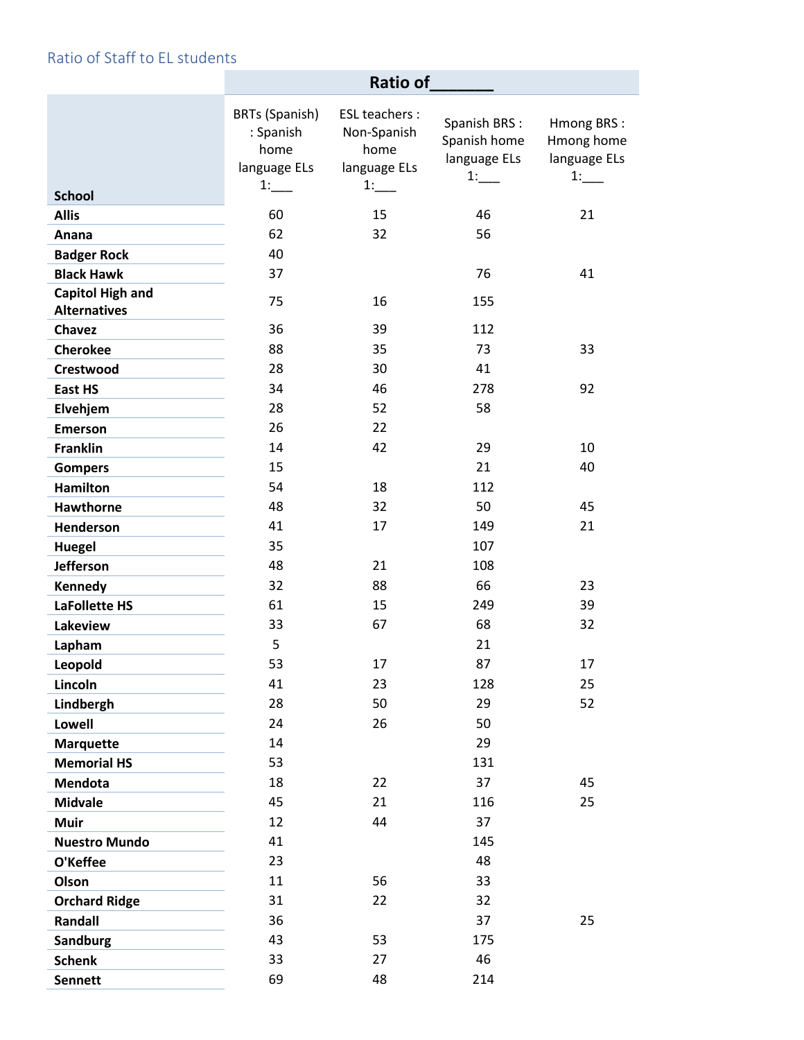## Ratio of Staff to EL students

| School | Ratio of_______ | | | |
|---|---|---|---|---|
| | BRTs (Spanish) : Spanish home language ELs 1:___ | ESL teachers : Non-Spanish home language ELs 1:___ | Spanish BRS : Spanish home language ELs 1:___ | Hmong BRS : Hmong home language ELs 1:___ |
| **Allis** | 60 | 15 | 46 | 21 |
| **Anana** | 62 | 32 | 56 | |
| **Badger Rock** | 40 | | | |
| **Black Hawk** | 37 | | 76 | 41 |
| **Capitol High and Alternatives** | 75 | 16 | 155 | |
| **Chavez** | 36 | 39 | 112 | |
| **Cherokee** | 88 | 35 | 73 | 33 |
| **Crestwood** | 28 | 30 | 41 | |
| **East HS** | 34 | 46 | 278 | 92 |
| **Elvehjem** | 28 | 52 | 58 | |
| **Emerson** | 26 | 22 | | |
| **Franklin** | 14 | 42 | 29 | 10 |
| **Gompers** | 15 | | 21 | 40 |
| **Hamilton** | 54 | 18 | 112 | |
| **Hawthorne** | 48 | 32 | 50 | 45 |
| **Henderson** | 41 | 17 | 149 | 21 |
| **Huegel** | 35 | | 107 | |
| **Jefferson** | 48 | 21 | 108 | |
| **Kennedy** | 32 | 88 | 66 | 23 |
| **LaFollette HS** | 61 | 15 | 249 | 39 |
| **Lakeview** | 33 | 67 | 68 | 32 |
| **Lapham** | 5 | | 21 | |
| **Leopold** | 53 | 17 | 87 | 17 |
| **Lincoln** | 41 | 23 | 128 | 25 |
| **Lindbergh** | 28 | 50 | 29 | 52 |
| **Lowell** | 24 | 26 | 50 | |
| **Marquette** | 14 | | 29 | |
| **Memorial HS** | 53 | | 131 | |
| **Mendota** | 18 | 22 | 37 | 45 |
| **Midvale** | 45 | 21 | 116 | 25 |
| **Muir** | 12 | 44 | 37 | |
| **Nuestro Mundo** | 41 | | 145 | |
| **O'Keffee** | 23 | | 48 | |
| **Olson** | 11 | 56 | 33 | |
| **Orchard Ridge** | 31 | 22 | 32 | |
| **Randall** | 36 | | 37 | 25 |
| **Sandburg** | 43 | 53 | 175 | |
| **Schenk** | 33 | 27 | 46 | |
| **Sennett** | 69 | 48 | 214 | |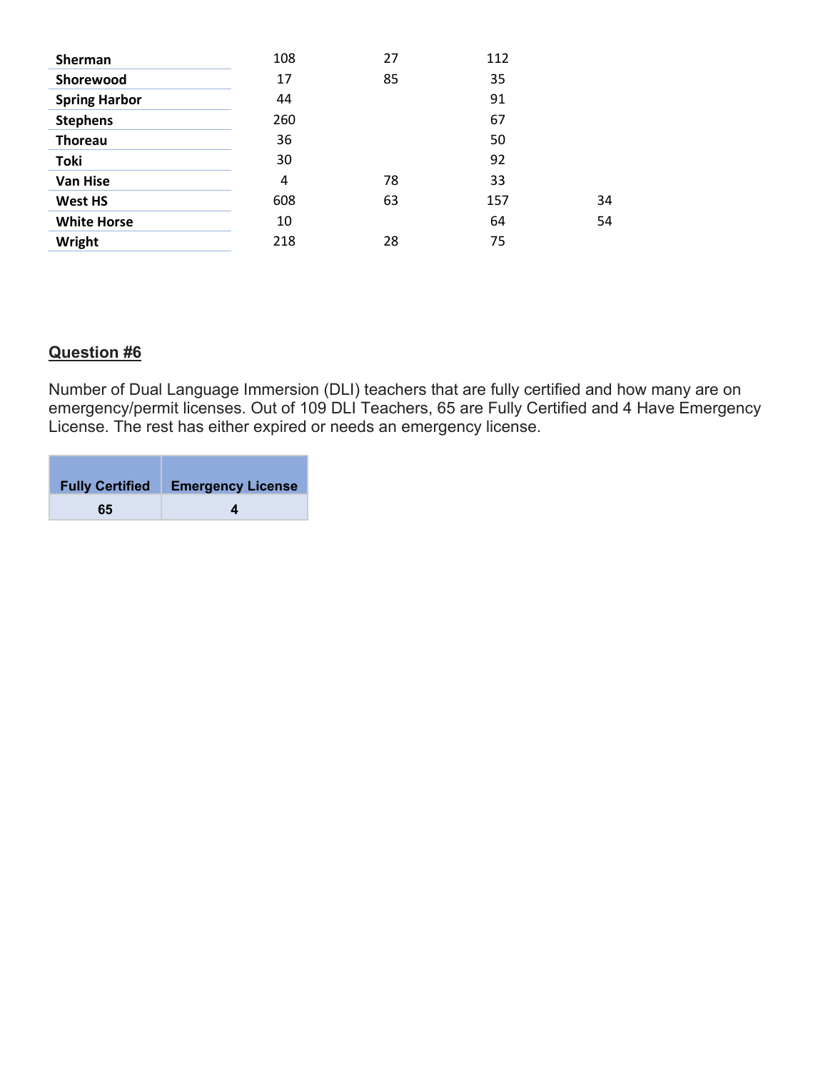| | | | | |
|---|---|---|---|---|
| **Sherman** | 108 | 27 | 112 | |
| **Shorewood** | 17 | 85 | 35 | |
| **Spring Harbor** | 44 | | 91 | |
| **Stephens** | 260 | | 67 | |
| **Thoreau** | 36 | | 50 | |
| **Toki** | 30 | | 92 | |
| **Van Hise** | 4 | 78 | 33 | |
| **West HS** | 608 | 63 | 157 | 34 |
| **White Horse** | 10 | | 64 | 54 |
| **Wright** | 218 | 28 | 75 | |

## Question #6

Number of Dual Language Immersion (DLI) teachers that are fully certified and how many are on emergency/permit licenses. Out of 109 DLI Teachers, 65 are Fully Certified and 4 Have Emergency License. The rest has either expired or needs an emergency license.

| Fully Certified | Emergency License |
|---|---|
| 65 | 4 |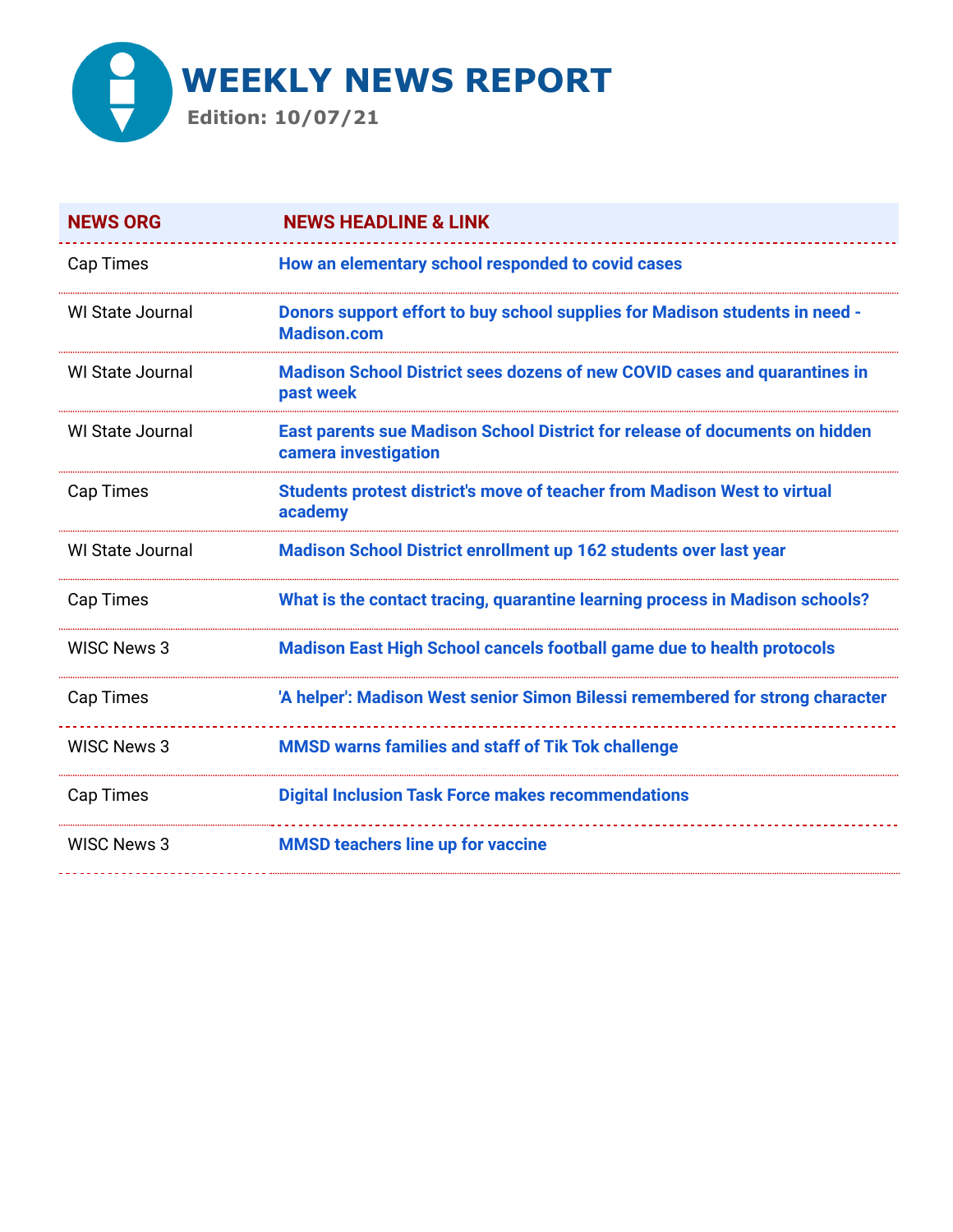# WEEKLY NEWS REPORT

**Edition: 10/07/21**

| NEWS ORG | NEWS HEADLINE & LINK |
| --- | --- |
| Cap Times | **How an elementary school responded to covid cases** |
| WI State Journal | **Donors support effort to buy school supplies for Madison students in need - Madison.com** |
| WI State Journal | **Madison School District sees dozens of new COVID cases and quarantines in past week** |
| WI State Journal | **East parents sue Madison School District for release of documents on hidden camera investigation** |
| Cap Times | **Students protest district's move of teacher from Madison West to virtual academy** |
| WI State Journal | **Madison School District enrollment up 162 students over last year** |
| Cap Times | **What is the contact tracing, quarantine learning process in Madison schools?** |
| WISC News 3 | **Madison East High School cancels football game due to health protocols** |
| Cap Times | **'A helper': Madison West senior Simon Bilessi remembered for strong character** |
| WISC News 3 | **MMSD warns families and staff of Tik Tok challenge** |
| Cap Times | **Digital Inclusion Task Force makes recommendations** |
| WISC News 3 | **MMSD teachers line up for vaccine** |